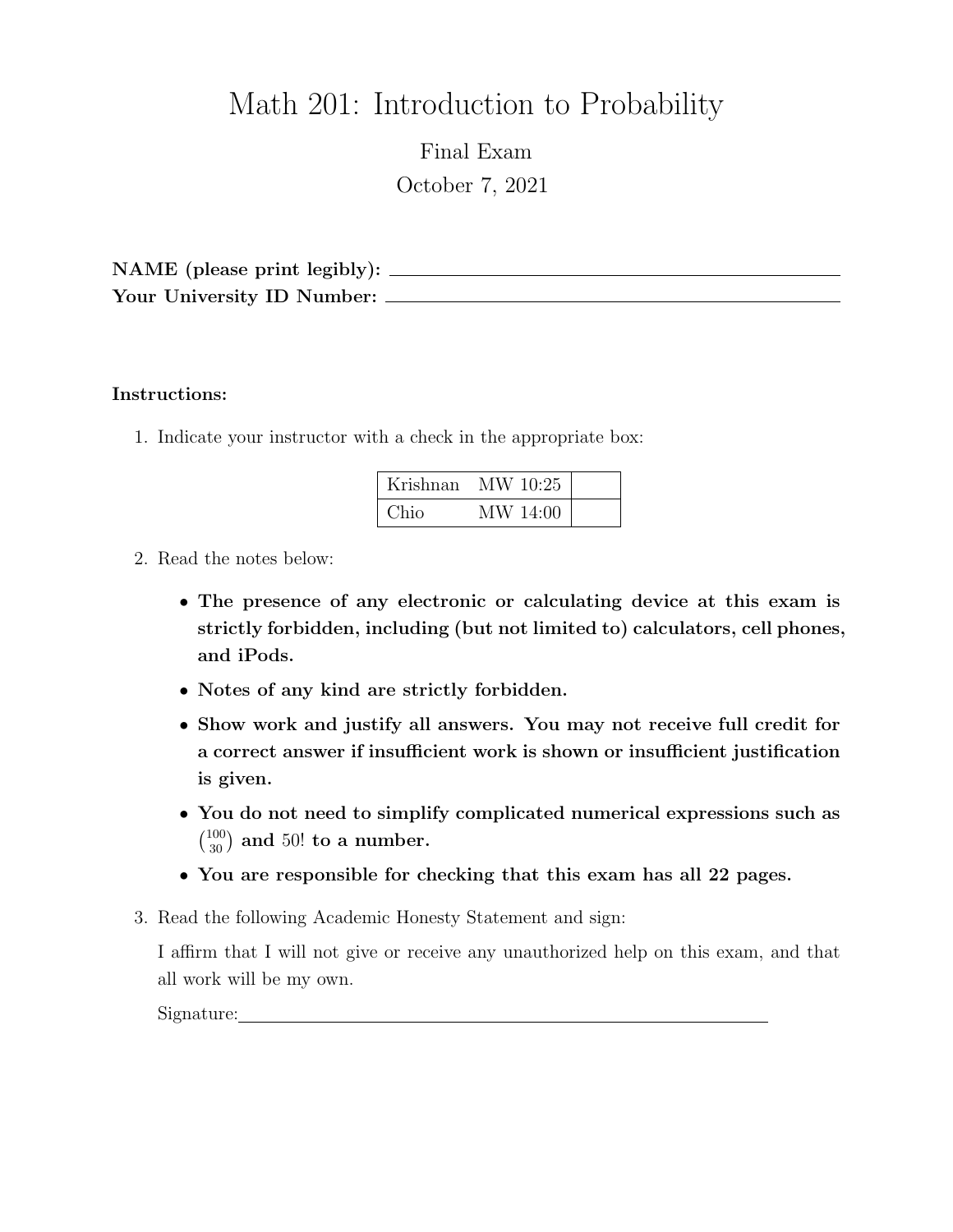# Math 201: Introduction to Probability

## Final Exam

October 7, 2021

**NAME (please print legibly):** ______________________________

**Your University ID Number:** ______________________________

**Instructions:**

1. Indicate your instructor with a check in the appropriate box:

| | | |
|---|---|---|
| Krishnan | MW 10:25 | |
| Chio | MW 14:00 | |

2. Read the notes below:

   - **The presence of any electronic or calculating device at this exam is strictly forbidden, including (but not limited to) calculators, cell phones, and iPods.**
   - **Notes of any kind are strictly forbidden.**
   - **Show work and justify all answers. You may not receive full credit for a correct answer if insufficient work is shown or insufficient justification is given.**
   - **You do not need to simplify complicated numerical expressions such as $\binom{100}{30}$ and 50! to a number.**
   - **You are responsible for checking that this exam has all 22 pages.**

3. Read the following Academic Honesty Statement and sign:

   I affirm that I will not give or receive any unauthorized help on this exam, and that all work will be my own.

   Signature:______________________________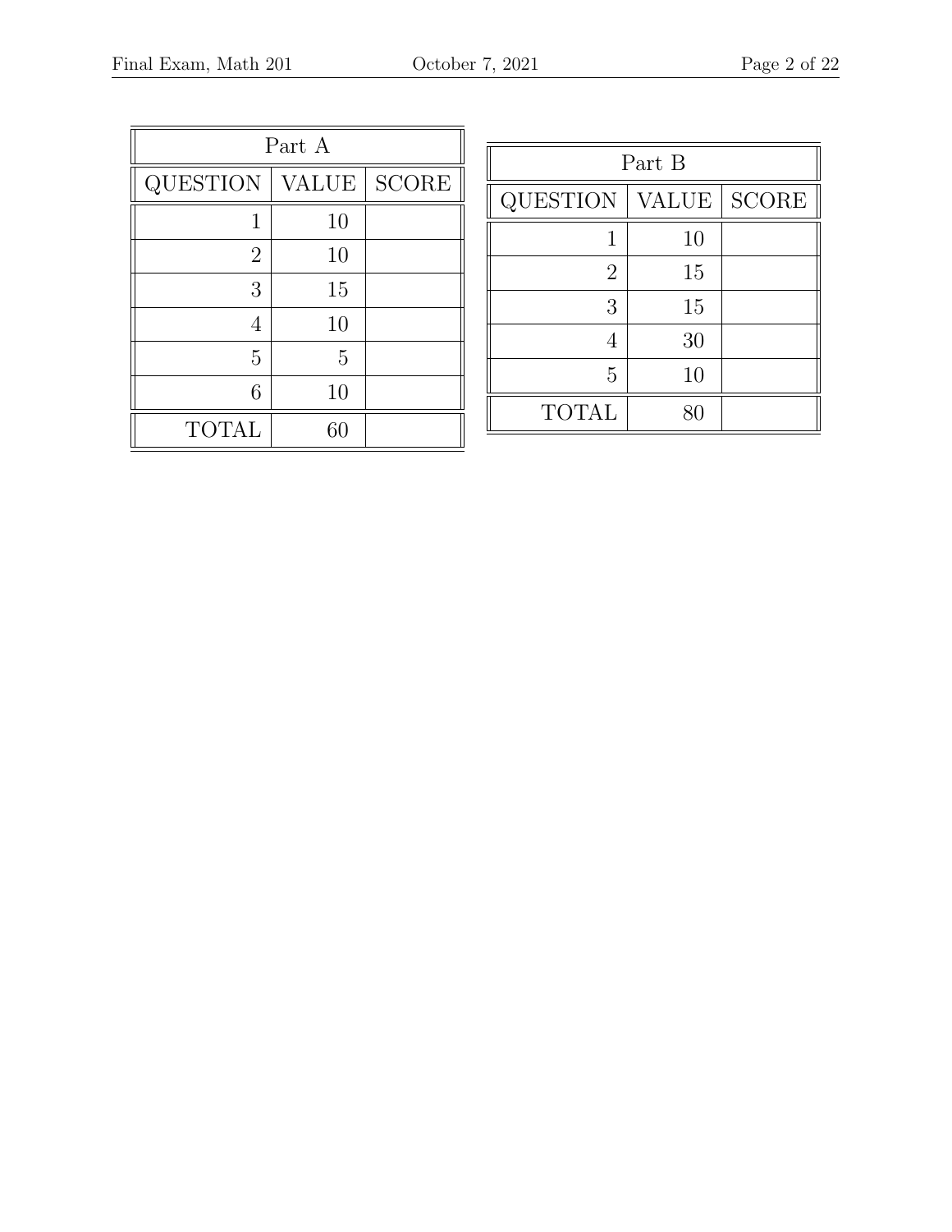| Part A | | |
|---|---|---|
| QUESTION | VALUE | SCORE |
| 1 | 10 | |
| 2 | 10 | |
| 3 | 15 | |
| 4 | 10 | |
| 5 | 5 | |
| 6 | 10 | |
| TOTAL | 60 | |

| Part B | | |
|---|---|---|
| QUESTION | VALUE | SCORE |
| 1 | 10 | |
| 2 | 15 | |
| 3 | 15 | |
| 4 | 30 | |
| 5 | 10 | |
| TOTAL | 80 | |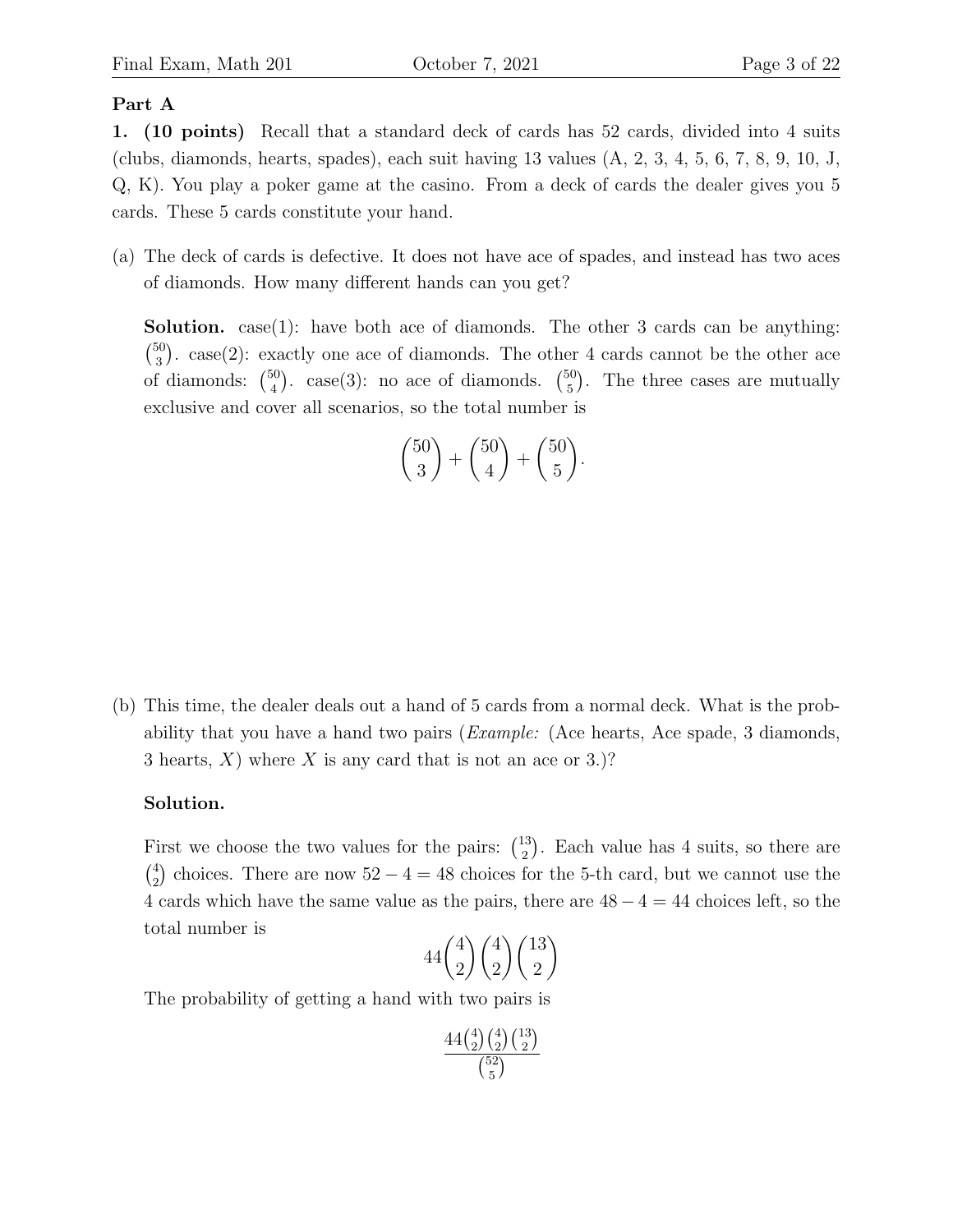**Part A**

**1. (10 points)** Recall that a standard deck of cards has 52 cards, divided into 4 suits (clubs, diamonds, hearts, spades), each suit having 13 values (A, 2, 3, 4, 5, 6, 7, 8, 9, 10, J, Q, K). You play a poker game at the casino. From a deck of cards the dealer gives you 5 cards. These 5 cards constitute your hand.

(a) The deck of cards is defective. It does not have ace of spades, and instead has two aces of diamonds. How many different hands can you get?

**Solution.** case(1): have both ace of diamonds. The other 3 cards can be anything: $\binom{50}{3}$. case(2): exactly one ace of diamonds. The other 4 cards cannot be the other ace of diamonds: $\binom{50}{4}$. case(3): no ace of diamonds. $\binom{50}{5}$. The three cases are mutually exclusive and cover all scenarios, so the total number is

$$\binom{50}{3} + \binom{50}{4} + \binom{50}{5}.$$

(b) This time, the dealer deals out a hand of 5 cards from a normal deck. What is the probability that you have a hand two pairs (*Example:* (Ace hearts, Ace spade, 3 diamonds, 3 hearts, $X$) where $X$ is any card that is not an ace or 3.)?

**Solution.**

First we choose the two values for the pairs: $\binom{13}{2}$. Each value has 4 suits, so there are $\binom{4}{2}$ choices. There are now $52 - 4 = 48$ choices for the 5-th card, but we cannot use the 4 cards which have the same value as the pairs, there are $48 - 4 = 44$ choices left, so the total number is

$$44\binom{4}{2}\binom{4}{2}\binom{13}{2}$$

The probability of getting a hand with two pairs is

$$\frac{44\binom{4}{2}\binom{4}{2}\binom{13}{2}}{\binom{52}{5}}$$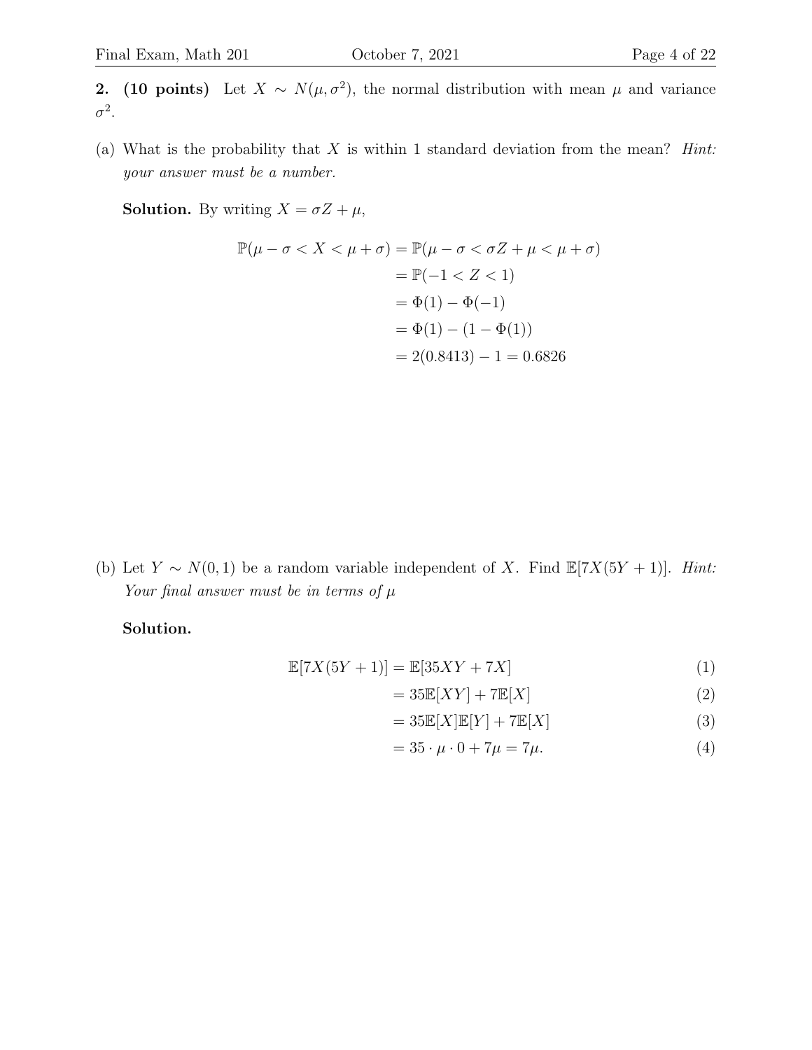**2. (10 points)** Let $X \sim N(\mu, \sigma^2)$, the normal distribution with mean $\mu$ and variance $\sigma^2$.

(a) What is the probability that $X$ is within 1 standard deviation from the mean? *Hint: your answer must be a number.*

**Solution.** By writing $X = \sigma Z + \mu$,

$$
\begin{aligned}
\mathbb{P}(\mu - \sigma < X < \mu + \sigma) &= \mathbb{P}(\mu - \sigma < \sigma Z + \mu < \mu + \sigma) \\
&= \mathbb{P}(-1 < Z < 1) \\
&= \Phi(1) - \Phi(-1) \\
&= \Phi(1) - (1 - \Phi(1)) \\
&= 2(0.8413) - 1 = 0.6826
\end{aligned}
$$

(b) Let $Y \sim N(0, 1)$ be a random variable independent of $X$. Find $\mathbb{E}[7X(5Y + 1)]$. *Hint: Your final answer must be in terms of $\mu$*

**Solution.**

$$
\begin{aligned}
\mathbb{E}[7X(5Y + 1)] &= \mathbb{E}[35XY + 7X] && (1) \\
&= 35\mathbb{E}[XY] + 7\mathbb{E}[X] && (2) \\
&= 35\mathbb{E}[X]\mathbb{E}[Y] + 7\mathbb{E}[X] && (3) \\
&= 35 \cdot \mu \cdot 0 + 7\mu = 7\mu. && (4)
\end{aligned}
$$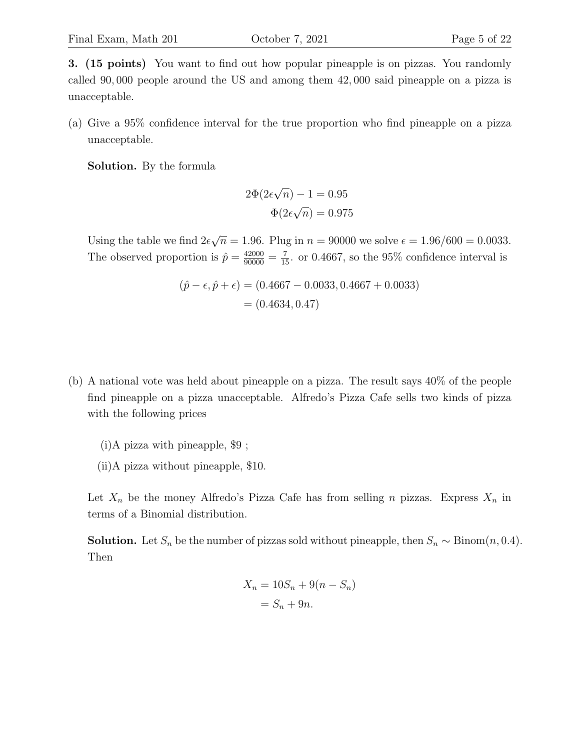**3. (15 points)** You want to find out how popular pineapple is on pizzas. You randomly called 90, 000 people around the US and among them 42, 000 said pineapple on a pizza is unacceptable.

(a) Give a 95% confidence interval for the true proportion who find pineapple on a pizza unacceptable.

**Solution.** By the formula

$$
\begin{aligned}
2\Phi(2\epsilon\sqrt{n}) - 1 &= 0.95 \\
\Phi(2\epsilon\sqrt{n}) &= 0.975
\end{aligned}
$$

Using the table we find $2\epsilon\sqrt{n} = 1.96$. Plug in $n = 90000$ we solve $\epsilon = 1.96/600 = 0.0033$. The observed proportion is $\hat{p} = \frac{42000}{90000} = \frac{7}{15}$. or 0.4667, so the 95% confidence interval is

$$
\begin{aligned}
(\hat{p} - \epsilon, \hat{p} + \epsilon) &= (0.4667 - 0.0033, 0.4667 + 0.0033) \\
&= (0.4634, 0.47)
\end{aligned}
$$

(b) A national vote was held about pineapple on a pizza. The result says 40% of the people find pineapple on a pizza unacceptable. Alfredo's Pizza Cafe sells two kinds of pizza with the following prices

(i)A pizza with pineapple, \$9 ;

(ii)A pizza without pineapple, \$10.

Let $X_n$ be the money Alfredo's Pizza Cafe has from selling $n$ pizzas. Express $X_n$ in terms of a Binomial distribution.

**Solution.** Let $S_n$ be the number of pizzas sold without pineapple, then $S_n \sim \text{Binom}(n, 0.4)$. Then

$$
\begin{aligned}
X_n &= 10S_n + 9(n - S_n) \\
&= S_n + 9n.
\end{aligned}
$$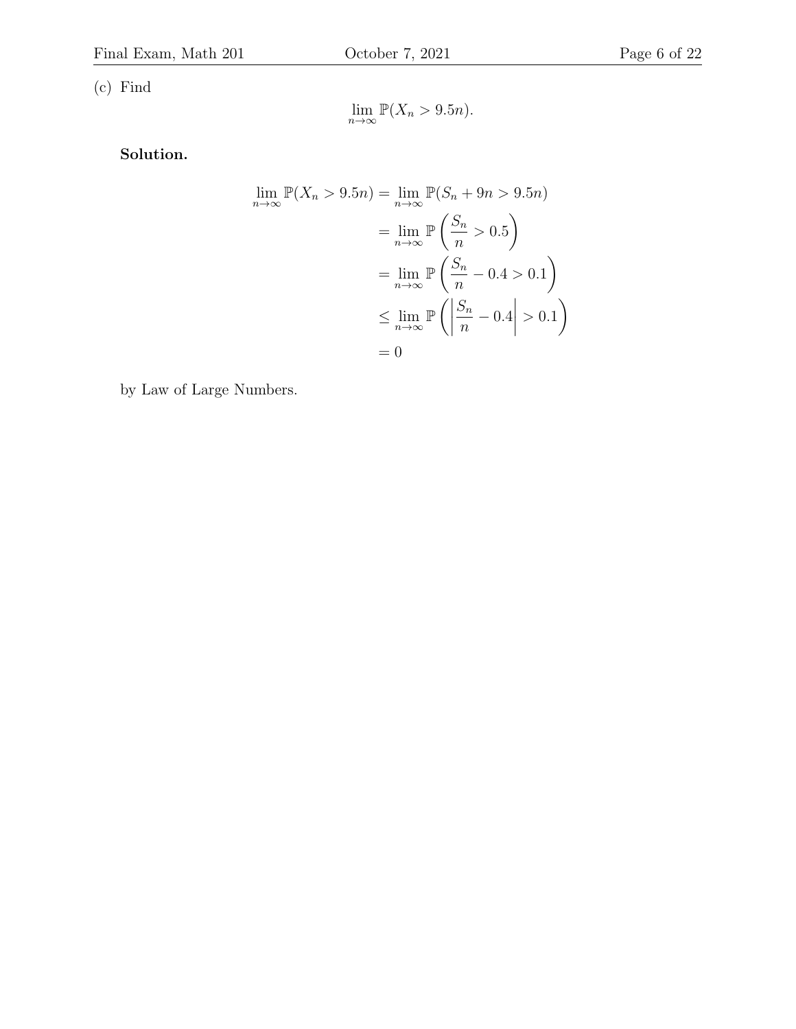(c) Find

$$\lim_{n\to\infty} \mathbb{P}(X_n > 9.5n).$$

**Solution.**

$$\begin{aligned}
\lim_{n\to\infty} \mathbb{P}(X_n > 9.5n) &= \lim_{n\to\infty} \mathbb{P}(S_n + 9n > 9.5n) \\
&= \lim_{n\to\infty} \mathbb{P}\left(\frac{S_n}{n} > 0.5\right) \\
&= \lim_{n\to\infty} \mathbb{P}\left(\frac{S_n}{n} - 0.4 > 0.1\right) \\
&\leq \lim_{n\to\infty} \mathbb{P}\left(\left|\frac{S_n}{n} - 0.4\right| > 0.1\right) \\
&= 0
\end{aligned}$$

by Law of Large Numbers.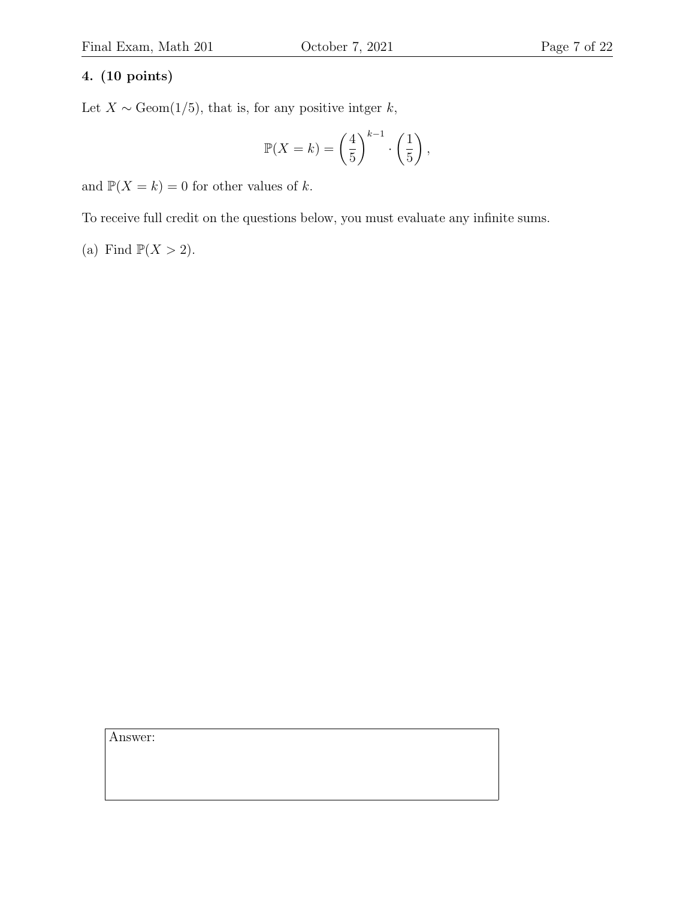**4. (10 points)**

Let $X \sim \text{Geom}(1/5)$, that is, for any positive intger $k$,

$$\mathbb{P}(X = k) = \left(\frac{4}{5}\right)^{k-1} \cdot \left(\frac{1}{5}\right),$$

and $\mathbb{P}(X = k) = 0$ for other values of $k$.

To receive full credit on the questions below, you must evaluate any infinite sums.

(a) Find $\mathbb{P}(X > 2)$.

Answer: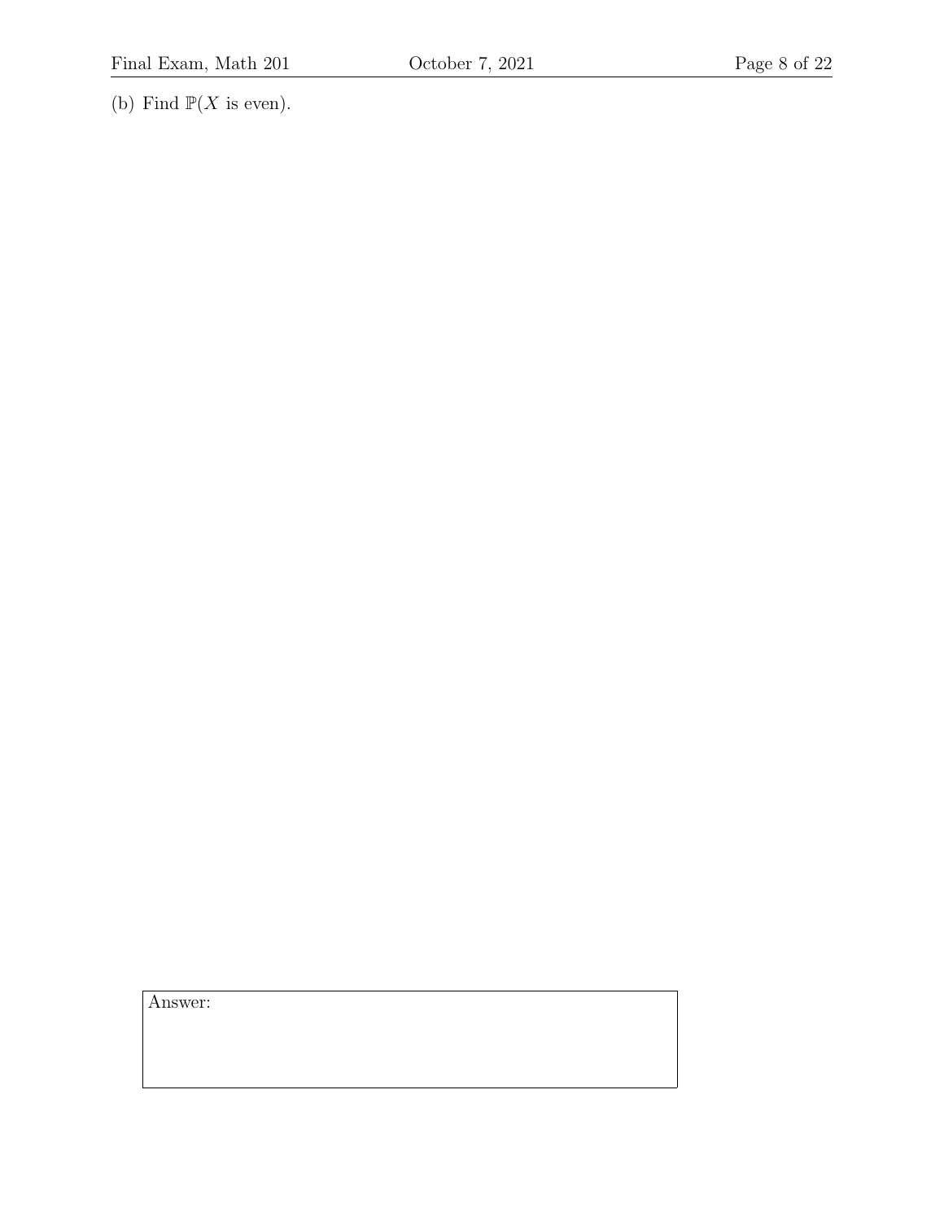(b) Find $\mathbb{P}(X \text{ is even})$.

Answer: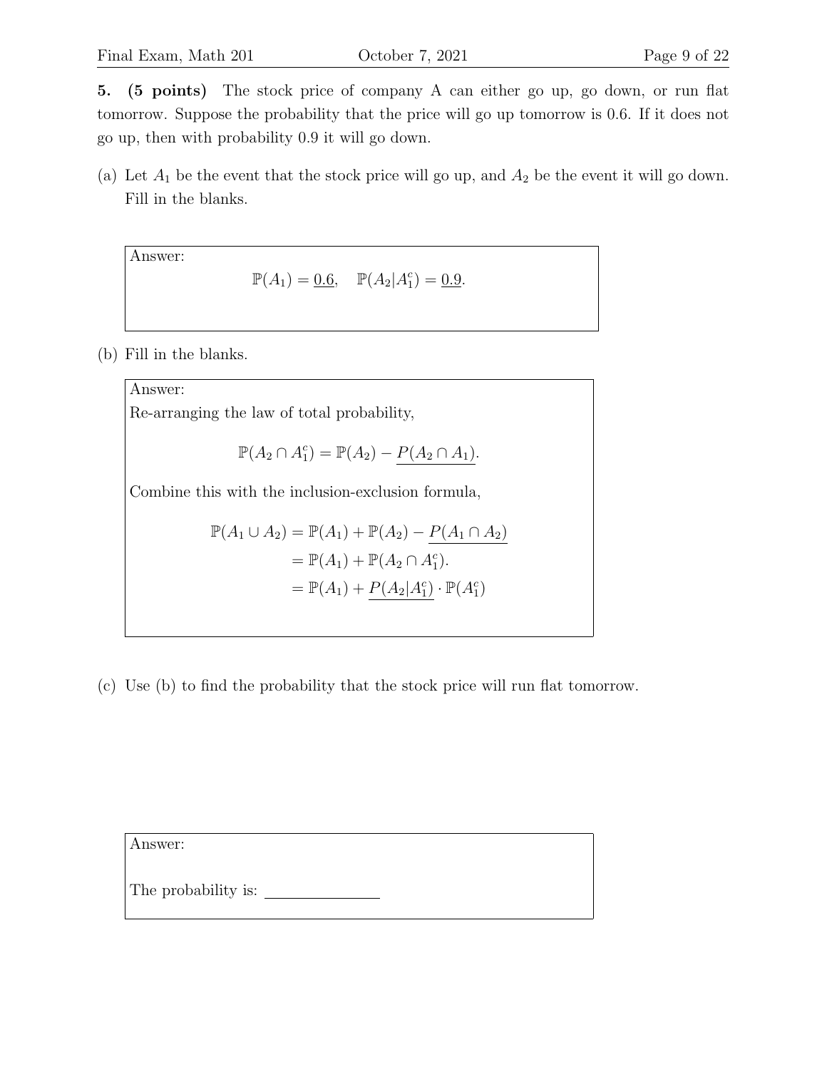**5. (5 points)** The stock price of company A can either go up, go down, or run flat tomorrow. Suppose the probability that the price will go up tomorrow is 0.6. If it does not go up, then with probability 0.9 it will go down.

(a) Let $A_1$ be the event that the stock price will go up, and $A_2$ be the event it will go down. Fill in the blanks.

> Answer:
>
> $$\mathbb{P}(A_1) = \underline{0.6}, \quad \mathbb{P}(A_2|A_1^c) = \underline{0.9}.$$

(b) Fill in the blanks.

> Answer:
>
> Re-arranging the law of total probability,
>
> $$\mathbb{P}(A_2 \cap A_1^c) = \mathbb{P}(A_2) - \underline{P(A_2 \cap A_1)}.$$
>
> Combine this with the inclusion-exclusion formula,
>
> $$\begin{aligned} \mathbb{P}(A_1 \cup A_2) &= \mathbb{P}(A_1) + \mathbb{P}(A_2) - \underline{P(A_1 \cap A_2)} \\ &= \mathbb{P}(A_1) + \mathbb{P}(A_2 \cap A_1^c). \\ &= \mathbb{P}(A_1) + \underline{P(A_2|A_1^c)} \cdot \mathbb{P}(A_1^c) \end{aligned}$$

(c) Use (b) to find the probability that the stock price will run flat tomorrow.

> Answer:
>
> The probability is: ______________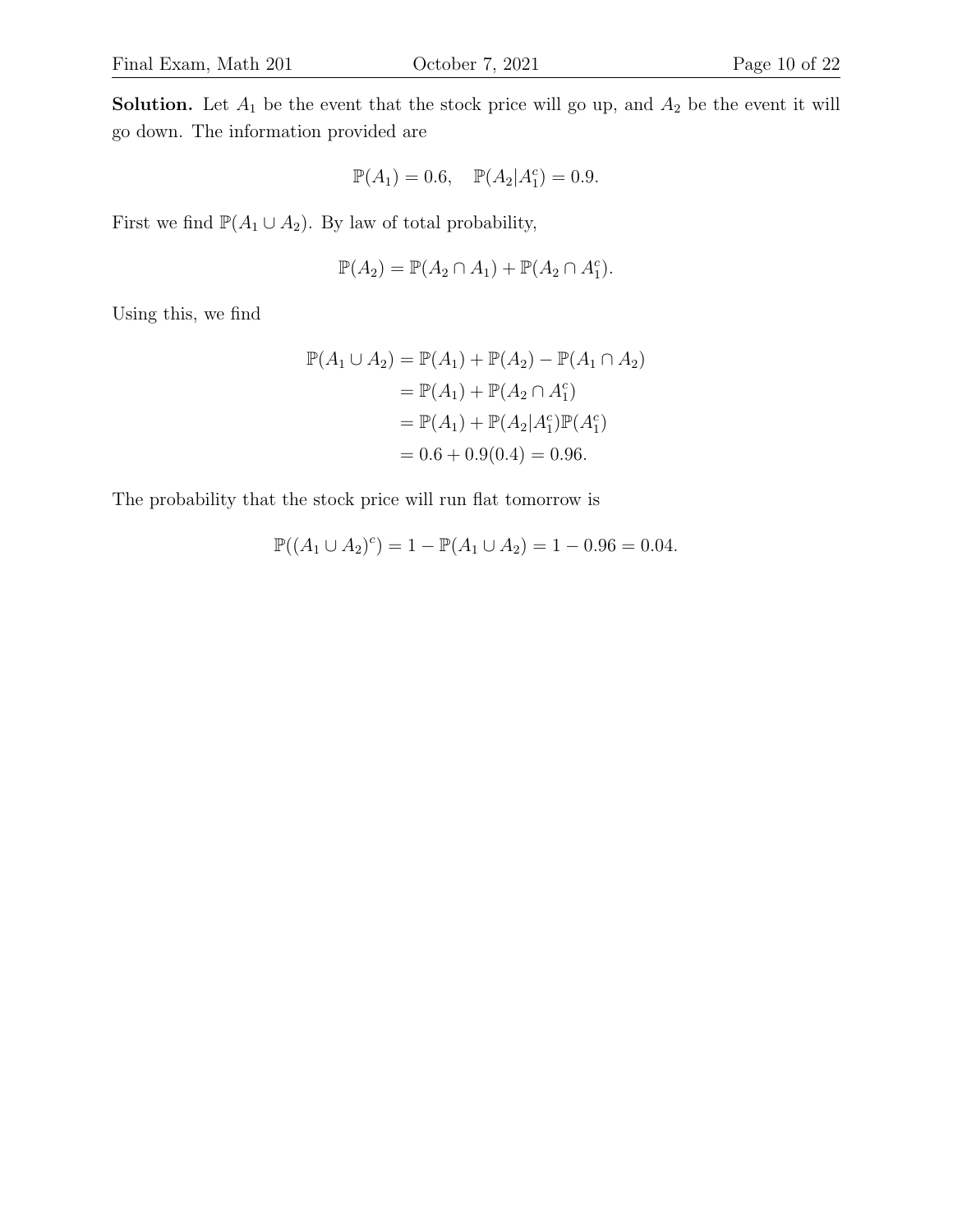**Solution.** Let $A_1$ be the event that the stock price will go up, and $A_2$ be the event it will go down. The information provided are

$$\mathbb{P}(A_1) = 0.6, \quad \mathbb{P}(A_2|A_1^c) = 0.9.$$

First we find $\mathbb{P}(A_1 \cup A_2)$. By law of total probability,

$$\mathbb{P}(A_2) = \mathbb{P}(A_2 \cap A_1) + \mathbb{P}(A_2 \cap A_1^c).$$

Using this, we find

$$\begin{aligned}
\mathbb{P}(A_1 \cup A_2) &= \mathbb{P}(A_1) + \mathbb{P}(A_2) - \mathbb{P}(A_1 \cap A_2) \\
&= \mathbb{P}(A_1) + \mathbb{P}(A_2 \cap A_1^c) \\
&= \mathbb{P}(A_1) + \mathbb{P}(A_2|A_1^c)\mathbb{P}(A_1^c) \\
&= 0.6 + 0.9(0.4) = 0.96.
\end{aligned}$$

The probability that the stock price will run flat tomorrow is

$$\mathbb{P}((A_1 \cup A_2)^c) = 1 - \mathbb{P}(A_1 \cup A_2) = 1 - 0.96 = 0.04.$$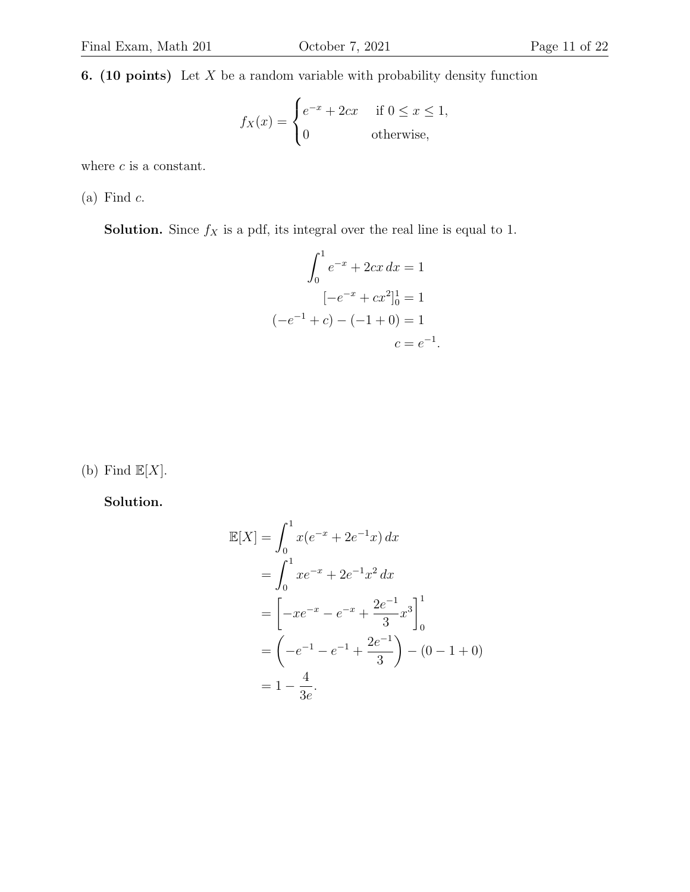**6. (10 points)** Let $X$ be a random variable with probability density function

$$f_X(x) = \begin{cases} e^{-x} + 2cx & \text{if } 0 \leq x \leq 1, \\ 0 & \text{otherwise,} \end{cases}$$

where $c$ is a constant.

(a) Find $c$.

**Solution.** Since $f_X$ is a pdf, its integral over the real line is equal to 1.

$$\begin{aligned} \int_0^1 e^{-x} + 2cx \, dx &= 1 \\ [-e^{-x} + cx^2]_0^1 &= 1 \\ (-e^{-1} + c) - (-1 + 0) &= 1 \\ c &= e^{-1}. \end{aligned}$$

(b) Find $\mathbb{E}[X]$.

**Solution.**

$$\begin{aligned} \mathbb{E}[X] &= \int_0^1 x(e^{-x} + 2e^{-1}x) \, dx \\ &= \int_0^1 xe^{-x} + 2e^{-1}x^2 \, dx \\ &= \left[ -xe^{-x} - e^{-x} + \frac{2e^{-1}}{3}x^3 \right]_0^1 \\ &= \left( -e^{-1} - e^{-1} + \frac{2e^{-1}}{3} \right) - (0 - 1 + 0) \\ &= 1 - \frac{4}{3e}. \end{aligned}$$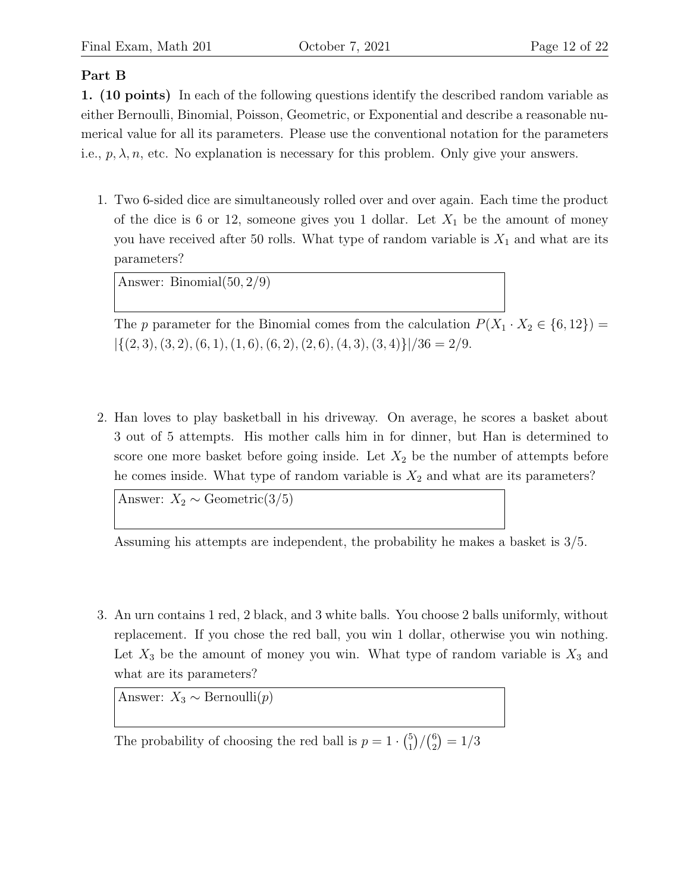## Part B

**1. (10 points)** In each of the following questions identify the described random variable as either Bernoulli, Binomial, Poisson, Geometric, or Exponential and describe a reasonable numerical value for all its parameters. Please use the conventional notation for the parameters i.e., $p, \lambda, n$, etc. No explanation is necessary for this problem. Only give your answers.

1. Two 6-sided dice are simultaneously rolled over and over again. Each time the product of the dice is 6 or 12, someone gives you 1 dollar. Let $X_1$ be the amount of money you have received after 50 rolls. What type of random variable is $X_1$ and what are its parameters?

   Answer: Binomial$(50, 2/9)$

   The $p$ parameter for the Binomial comes from the calculation $P(X_1 \cdot X_2 \in \{6, 12\}) = |\{(2,3),(3,2),(6,1),(1,6),(6,2),(2,6),(4,3),(3,4)\}|/36 = 2/9$.

2. Han loves to play basketball in his driveway. On average, he scores a basket about 3 out of 5 attempts. His mother calls him in for dinner, but Han is determined to score one more basket before going inside. Let $X_2$ be the number of attempts before he comes inside. What type of random variable is $X_2$ and what are its parameters?

   Answer: $X_2 \sim$ Geometric$(3/5)$

   Assuming his attempts are independent, the probability he makes a basket is 3/5.

3. An urn contains 1 red, 2 black, and 3 white balls. You choose 2 balls uniformly, without replacement. If you chose the red ball, you win 1 dollar, otherwise you win nothing. Let $X_3$ be the amount of money you win. What type of random variable is $X_3$ and what are its parameters?

   Answer: $X_3 \sim$ Bernoulli$(p)$

   The probability of choosing the red ball is $p = 1 \cdot \binom{5}{1}/\binom{6}{2} = 1/3$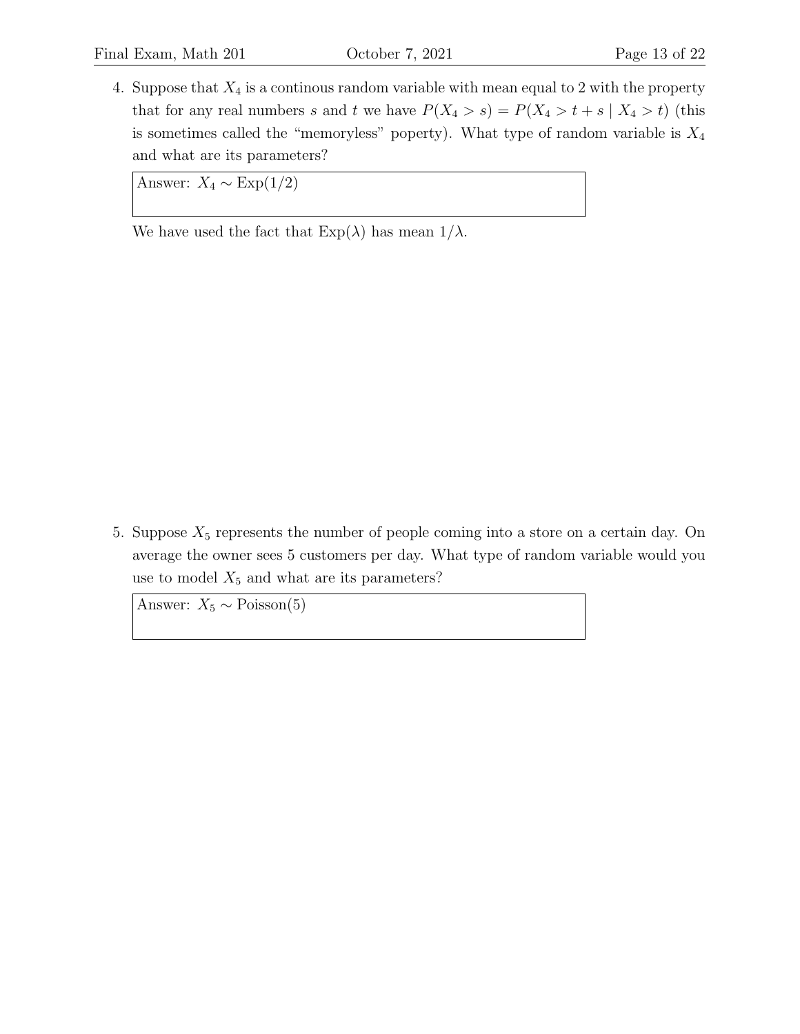4. Suppose that $X_4$ is a continous random variable with mean equal to 2 with the property that for any real numbers $s$ and $t$ we have $P(X_4 > s) = P(X_4 > t + s \mid X_4 > t)$ (this is sometimes called the "memoryless" poperty). What type of random variable is $X_4$ and what are its parameters?

   Answer: $X_4 \sim \text{Exp}(1/2)$

   We have used the fact that $\text{Exp}(\lambda)$ has mean $1/\lambda$.

5. Suppose $X_5$ represents the number of people coming into a store on a certain day. On average the owner sees 5 customers per day. What type of random variable would you use to model $X_5$ and what are its parameters?

   Answer: $X_5 \sim \text{Poisson}(5)$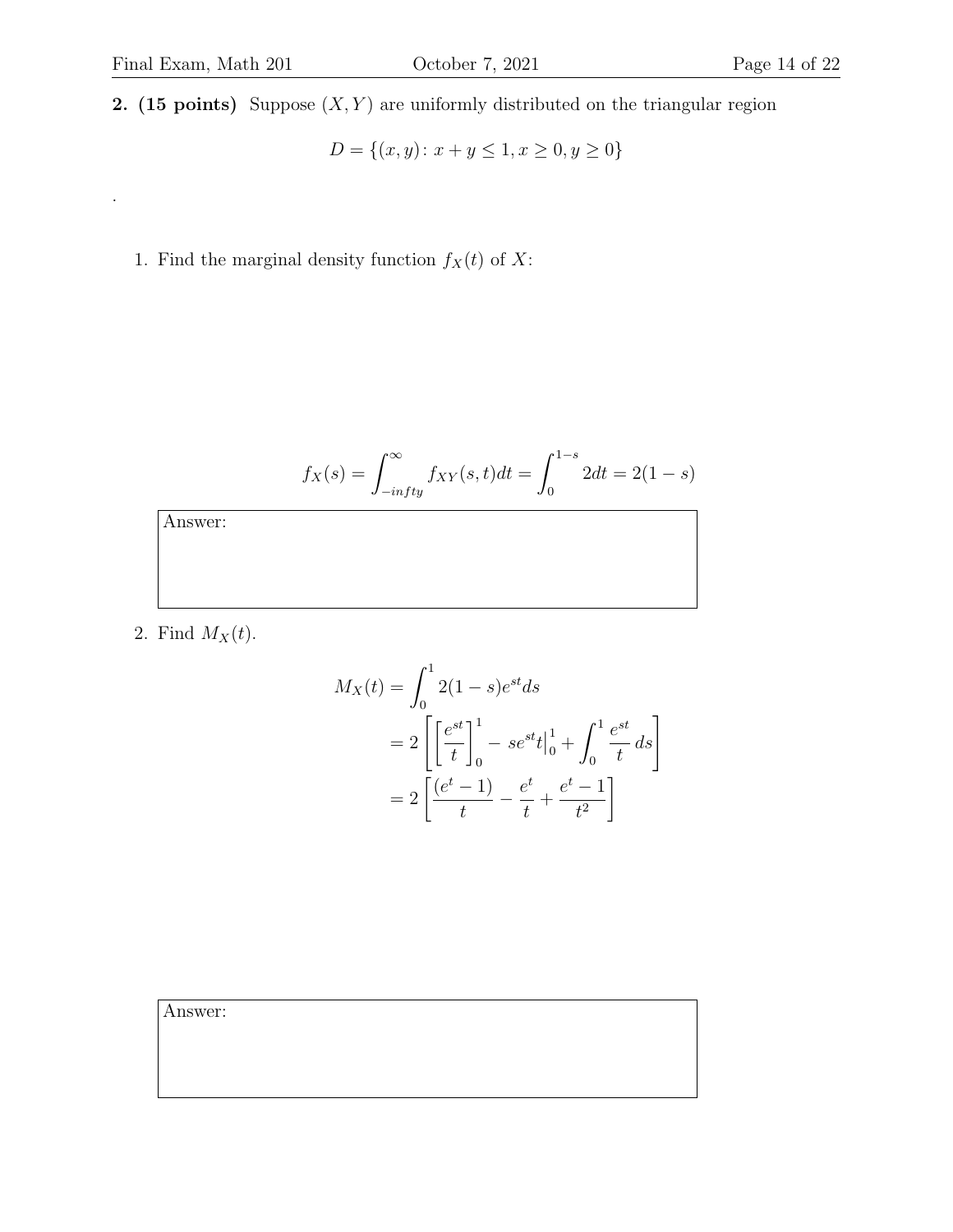**2. (15 points)** Suppose $(X, Y)$ are uniformly distributed on the triangular region

$$D = \{(x, y)\colon x + y \leq 1, x \geq 0, y \geq 0\}$$

.

1. Find the marginal density function $f_X(t)$ of $X$:

$$f_X(s) = \int_{-infty}^{\infty} f_{XY}(s,t)dt = \int_0^{1-s} 2dt = 2(1-s)$$

Answer:

2. Find $M_X(t)$.

$$\begin{aligned} M_X(t) &= \int_0^1 2(1-s)e^{st}ds \\ &= 2\left[\left[\frac{e^{st}}{t}\right]_0^1 - se^{st}t\Big|_0^1 + \int_0^1 \frac{e^{st}}{t}\,ds\right] \\ &= 2\left[\frac{(e^t-1)}{t} - \frac{e^t}{t} + \frac{e^t-1}{t^2}\right] \end{aligned}$$

Answer: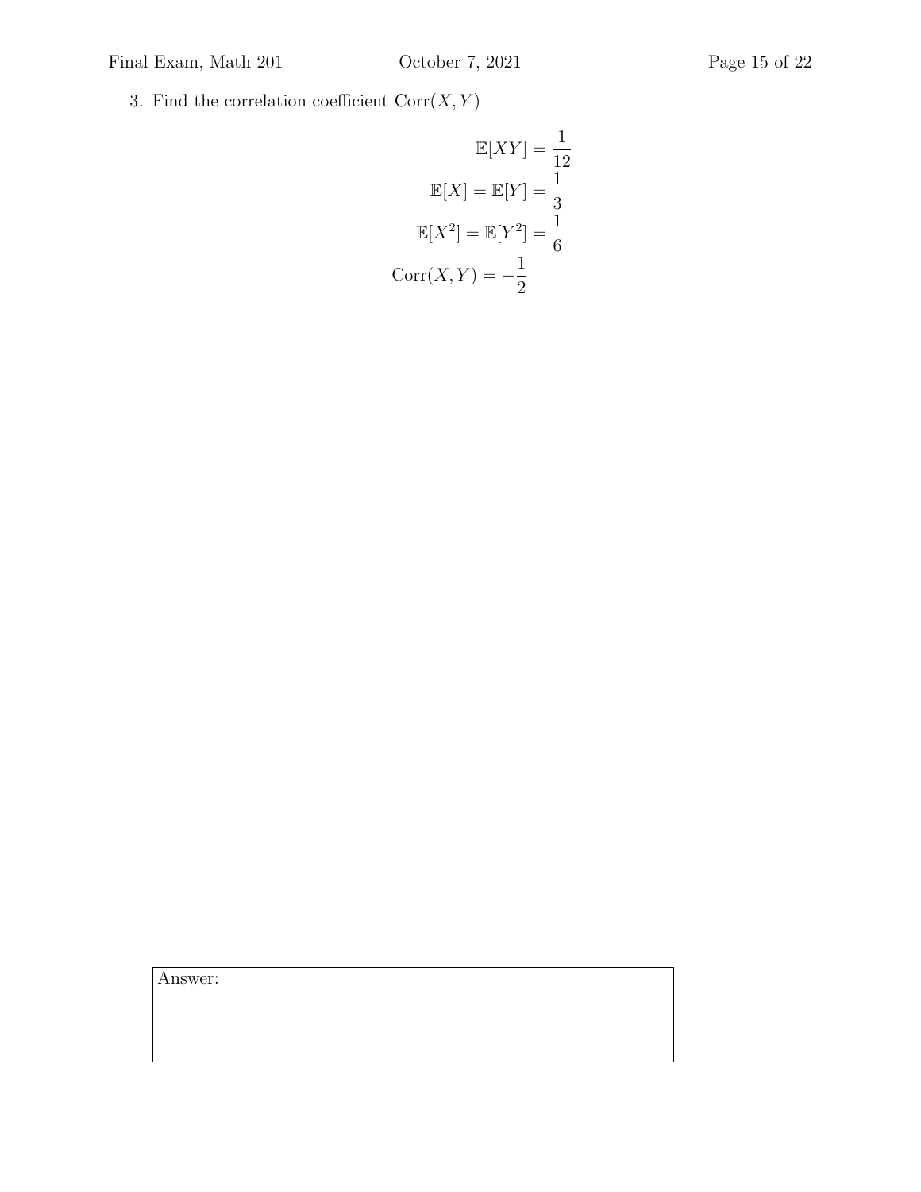3. Find the correlation coefficient $\text{Corr}(X, Y)$

$$\mathbb{E}[XY] = \frac{1}{12}$$

$$\mathbb{E}[X] = \mathbb{E}[Y] = \frac{1}{3}$$

$$\mathbb{E}[X^2] = \mathbb{E}[Y^2] = \frac{1}{6}$$

$$\text{Corr}(X, Y) = -\frac{1}{2}$$

Answer: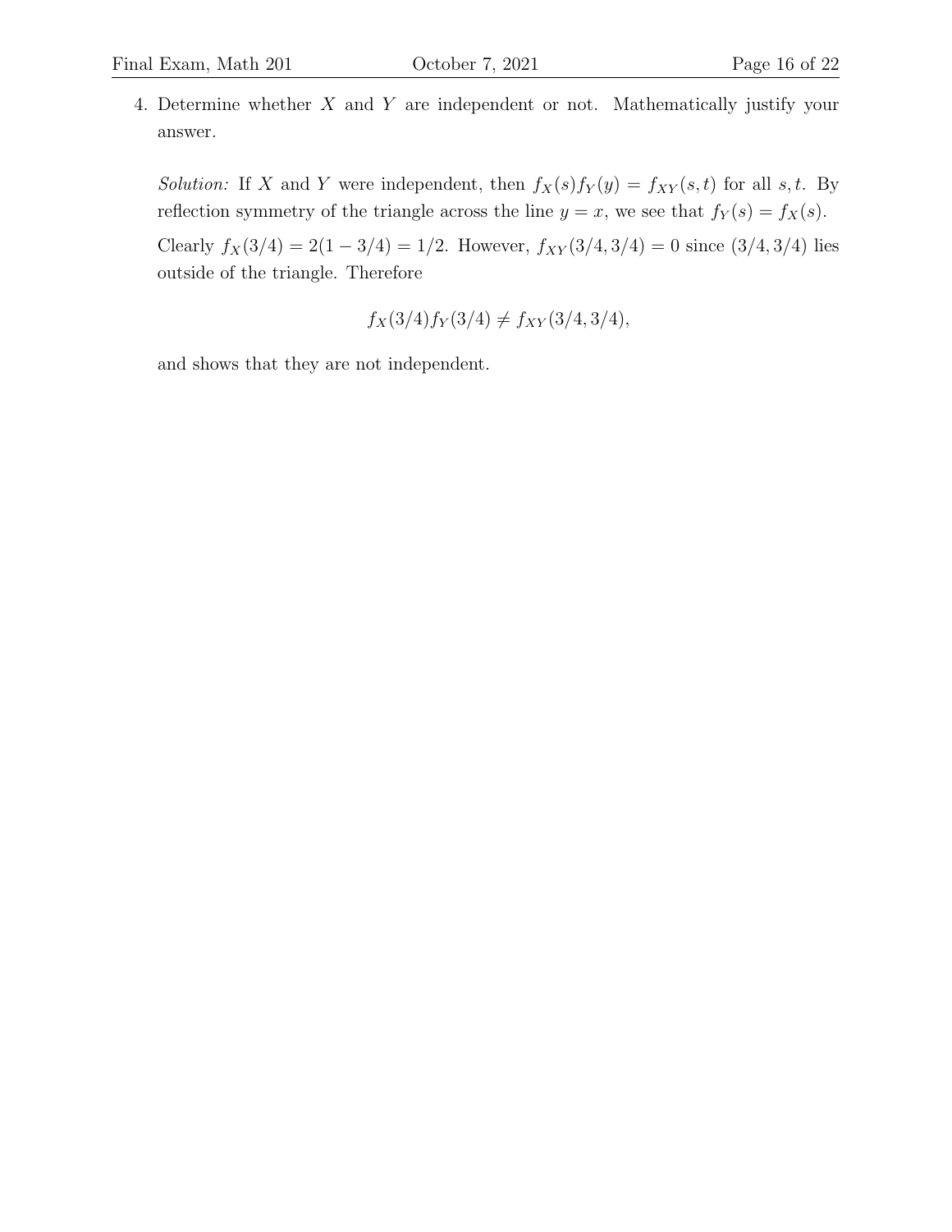4. Determine whether $X$ and $Y$ are independent or not. Mathematically justify your answer.

   *Solution:* If $X$ and $Y$ were independent, then $f_X(s)f_Y(y) = f_{XY}(s,t)$ for all $s, t$. By reflection symmetry of the triangle across the line $y = x$, we see that $f_Y(s) = f_X(s)$.

   Clearly $f_X(3/4) = 2(1 - 3/4) = 1/2$. However, $f_{XY}(3/4, 3/4) = 0$ since $(3/4, 3/4)$ lies outside of the triangle. Therefore

   $$f_X(3/4)f_Y(3/4) \neq f_{XY}(3/4, 3/4),$$

   and shows that they are not independent.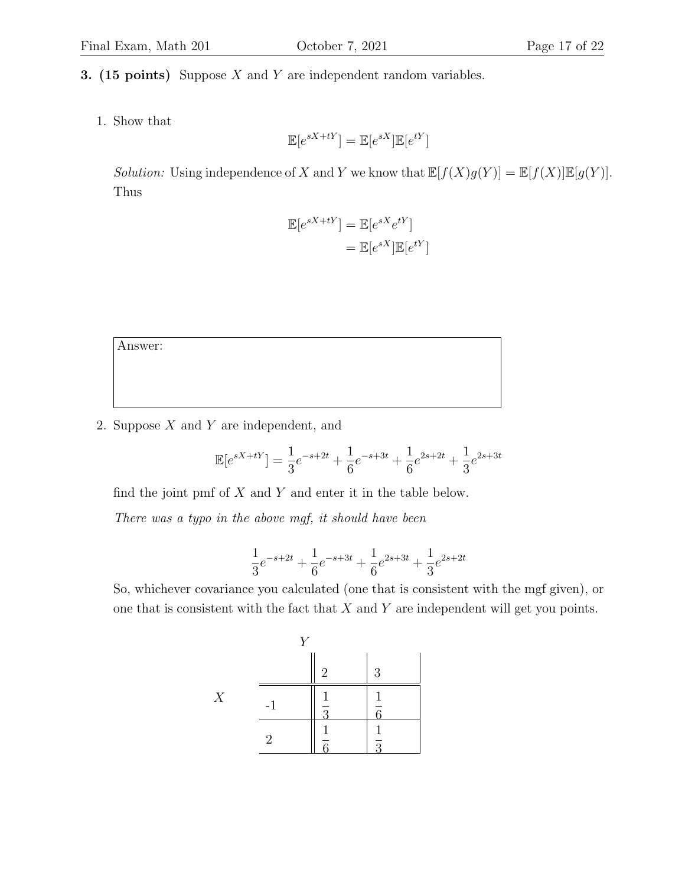**3. (15 points)** Suppose $X$ and $Y$ are independent random variables.

1. Show that

$$\mathbb{E}[e^{sX+tY}] = \mathbb{E}[e^{sX}]\mathbb{E}[e^{tY}]$$

*Solution:* Using independence of $X$ and $Y$ we know that $\mathbb{E}[f(X)g(Y)] = \mathbb{E}[f(X)]\mathbb{E}[g(Y)]$. Thus

$$\begin{aligned}\mathbb{E}[e^{sX+tY}] &= \mathbb{E}[e^{sX}e^{tY}] \\ &= \mathbb{E}[e^{sX}]\mathbb{E}[e^{tY}]\end{aligned}$$

Answer:

2. Suppose $X$ and $Y$ are independent, and

$$\mathbb{E}[e^{sX+tY}] = \frac{1}{3}e^{-s+2t} + \frac{1}{6}e^{-s+3t} + \frac{1}{6}e^{2s+2t} + \frac{1}{3}e^{2s+3t}$$

find the joint pmf of $X$ and $Y$ and enter it in the table below.

*There was a typo in the above mgf, it should have been*

$$\frac{1}{3}e^{-s+2t} + \frac{1}{6}e^{-s+3t} + \frac{1}{6}e^{2s+3t} + \frac{1}{3}e^{2s+2t}$$

So, whichever covariance you calculated (one that is consistent with the mgf given), or one that is consistent with the fact that $X$ and $Y$ are independent will get you points.

| $X$ \ $Y$ | 2 | 3 |
|---|---|---|
| -1 | $\frac{1}{3}$ | $\frac{1}{6}$ |
| 2 | $\frac{1}{6}$ | $\frac{1}{3}$ |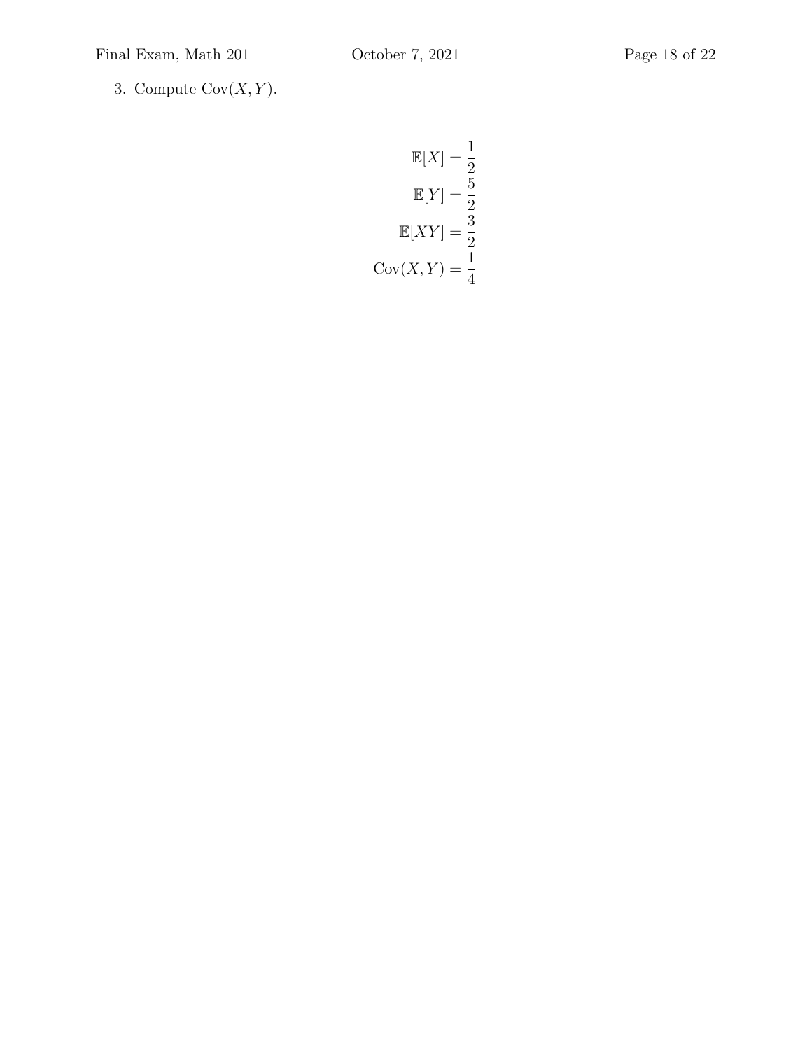3. Compute $\text{Cov}(X, Y)$.

$$
\begin{aligned}
\mathbb{E}[X] &= \frac{1}{2} \\
\mathbb{E}[Y] &= \frac{5}{2} \\
\mathbb{E}[XY] &= \frac{3}{2} \\
\text{Cov}(X, Y) &= \frac{1}{4}
\end{aligned}
$$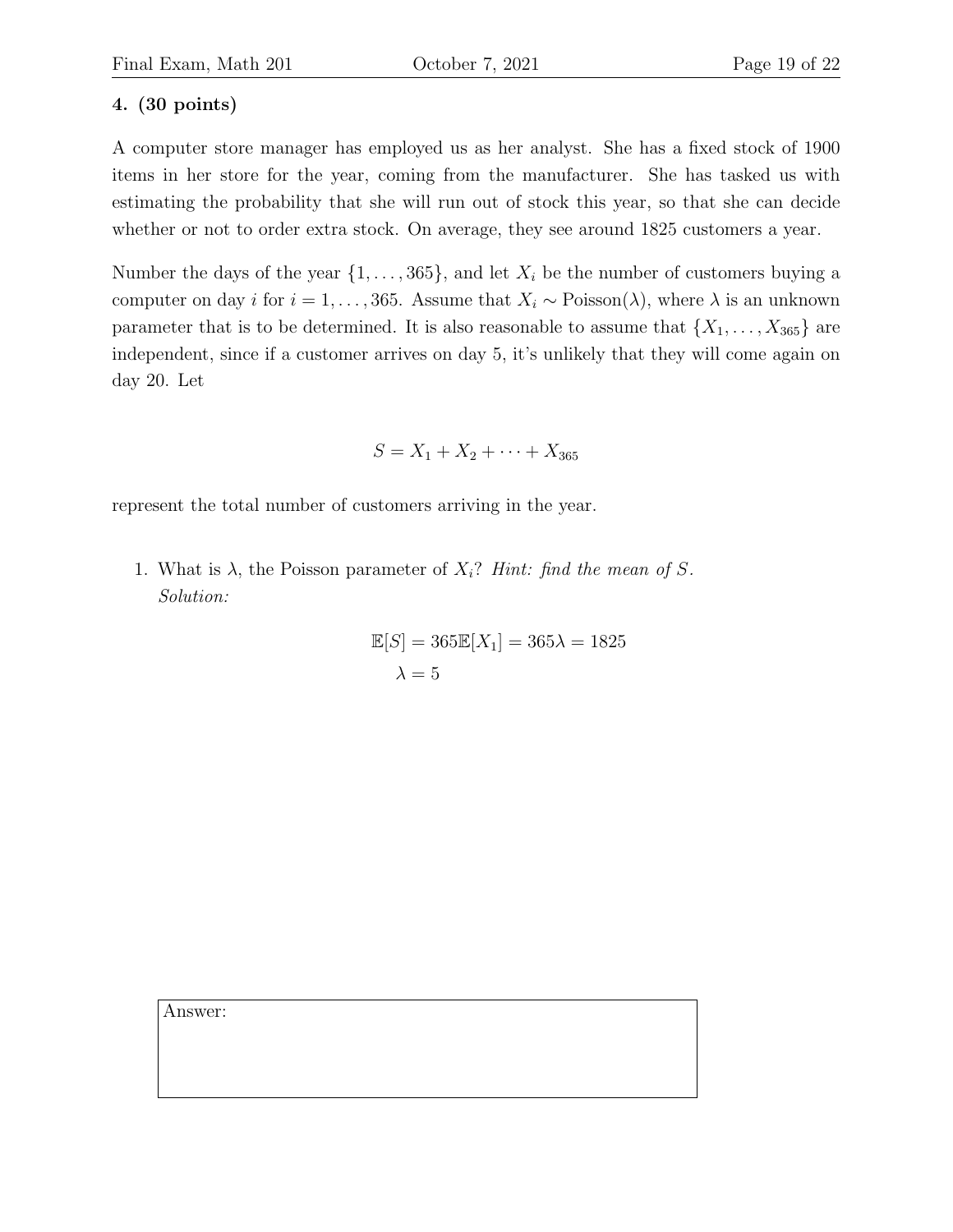**4. (30 points)**

A computer store manager has employed us as her analyst. She has a fixed stock of 1900 items in her store for the year, coming from the manufacturer. She has tasked us with estimating the probability that she will run out of stock this year, so that she can decide whether or not to order extra stock. On average, they see around 1825 customers a year.

Number the days of the year $\{1, \ldots, 365\}$, and let $X_i$ be the number of customers buying a computer on day $i$ for $i = 1, \ldots, 365$. Assume that $X_i \sim \text{Poisson}(\lambda)$, where $\lambda$ is an unknown parameter that is to be determined. It is also reasonable to assume that $\{X_1, \ldots, X_{365}\}$ are independent, since if a customer arrives on day 5, it's unlikely that they will come again on day 20. Let

$$S = X_1 + X_2 + \cdots + X_{365}$$

represent the total number of customers arriving in the year.

1. What is $\lambda$, the Poisson parameter of $X_i$? *Hint: find the mean of $S$.*
   *Solution:*

$$\mathbb{E}[S] = 365\mathbb{E}[X_1] = 365\lambda = 1825$$
$$\lambda = 5$$

Answer: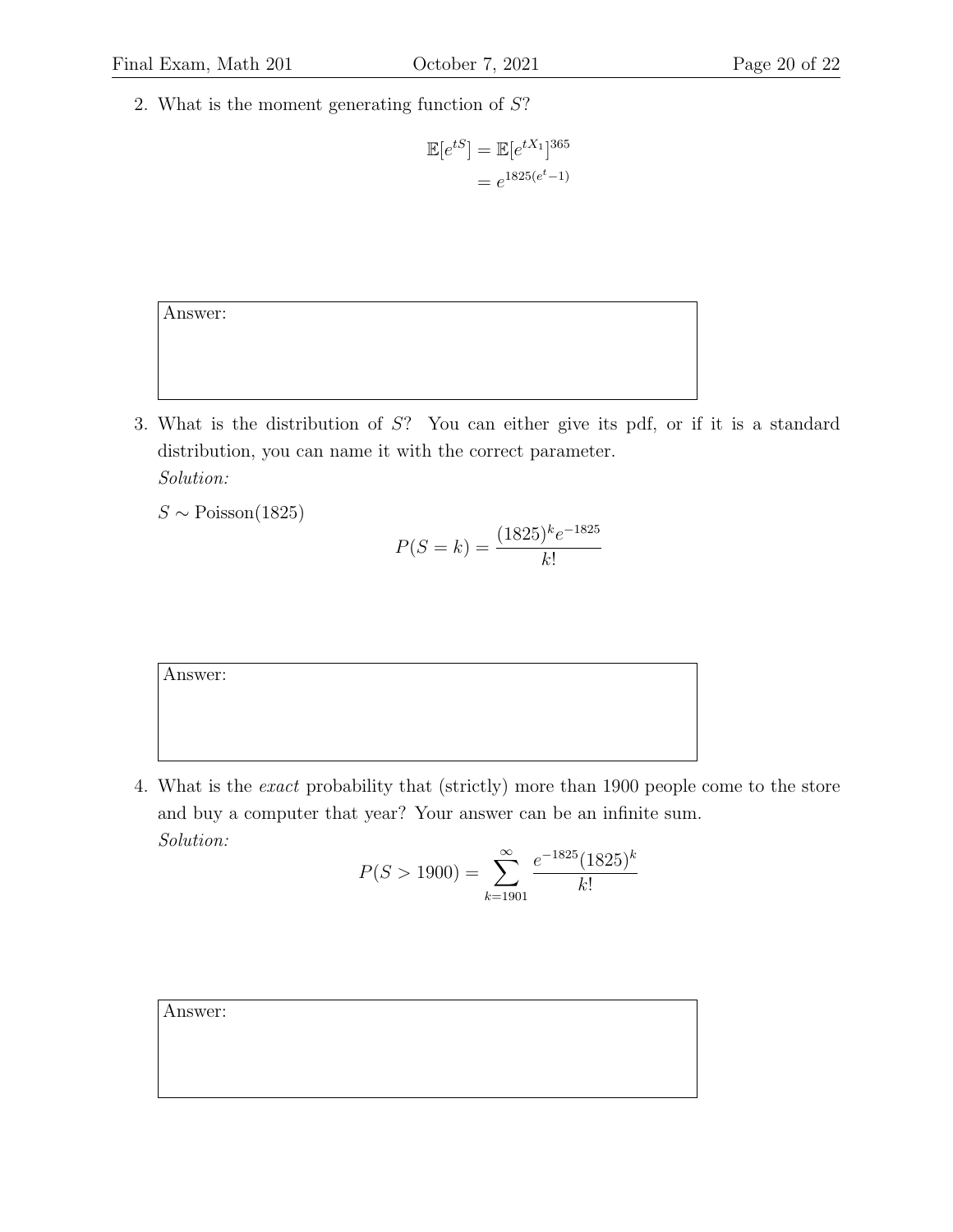2. What is the moment generating function of $S$?

$$\begin{aligned}\mathbb{E}[e^{tS}] &= \mathbb{E}[e^{tX_1}]^{365} \\ &= e^{1825(e^t-1)}\end{aligned}$$

Answer:

3. What is the distribution of $S$? You can either give its pdf, or if it is a standard distribution, you can name it with the correct parameter.

*Solution:*

$S \sim \text{Poisson}(1825)$

$$P(S = k) = \frac{(1825)^k e^{-1825}}{k!}$$

Answer:

4. What is the *exact* probability that (strictly) more than 1900 people come to the store and buy a computer that year? Your answer can be an infinite sum.

*Solution:*

$$P(S > 1900) = \sum_{k=1901}^{\infty} \frac{e^{-1825}(1825)^k}{k!}$$

Answer: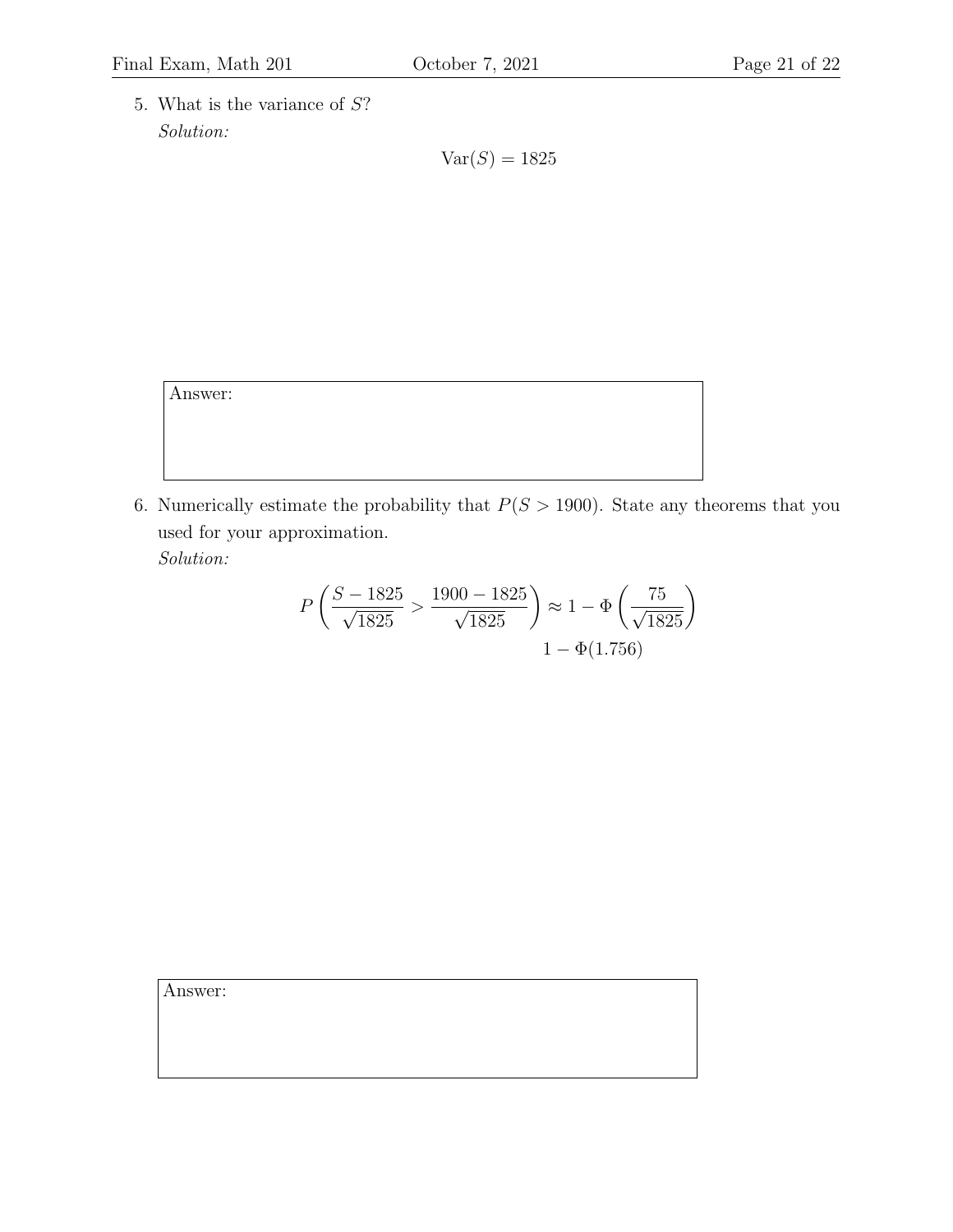5. What is the variance of $S$?

   *Solution:*

$$\text{Var}(S) = 1825$$

Answer:

6. Numerically estimate the probability that $P(S > 1900)$. State any theorems that you used for your approximation.

   *Solution:*

$$P\left(\frac{S - 1825}{\sqrt{1825}} > \frac{1900 - 1825}{\sqrt{1825}}\right) \approx 1 - \Phi\left(\frac{75}{\sqrt{1825}}\right)$$

$$1 - \Phi(1.756)$$

Answer: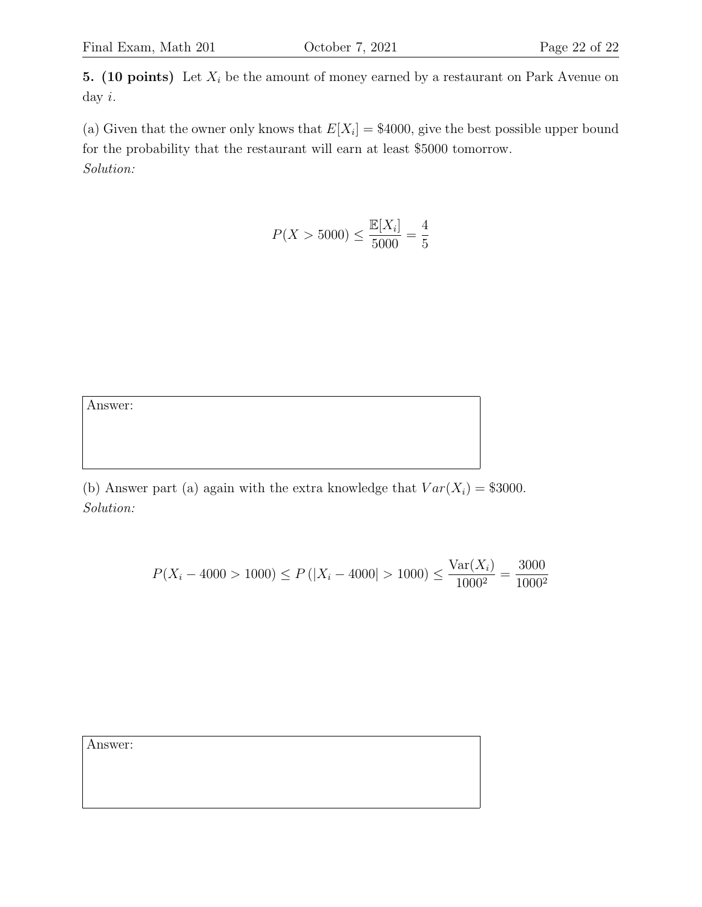**5. (10 points)** Let $X_i$ be the amount of money earned by a restaurant on Park Avenue on day $i$.

(a) Given that the owner only knows that $E[X_i] = \$4000$, give the best possible upper bound for the probability that the restaurant will earn at least \$5000 tomorrow.

*Solution:*

$$P(X > 5000) \leq \frac{\mathbb{E}[X_i]}{5000} = \frac{4}{5}$$

Answer:

(b) Answer part (a) again with the extra knowledge that $Var(X_i) = \$3000$.

*Solution:*

$$P(X_i - 4000 > 1000) \leq P\left(|X_i - 4000| > 1000\right) \leq \frac{\text{Var}(X_i)}{1000^2} = \frac{3000}{1000^2}$$

Answer: